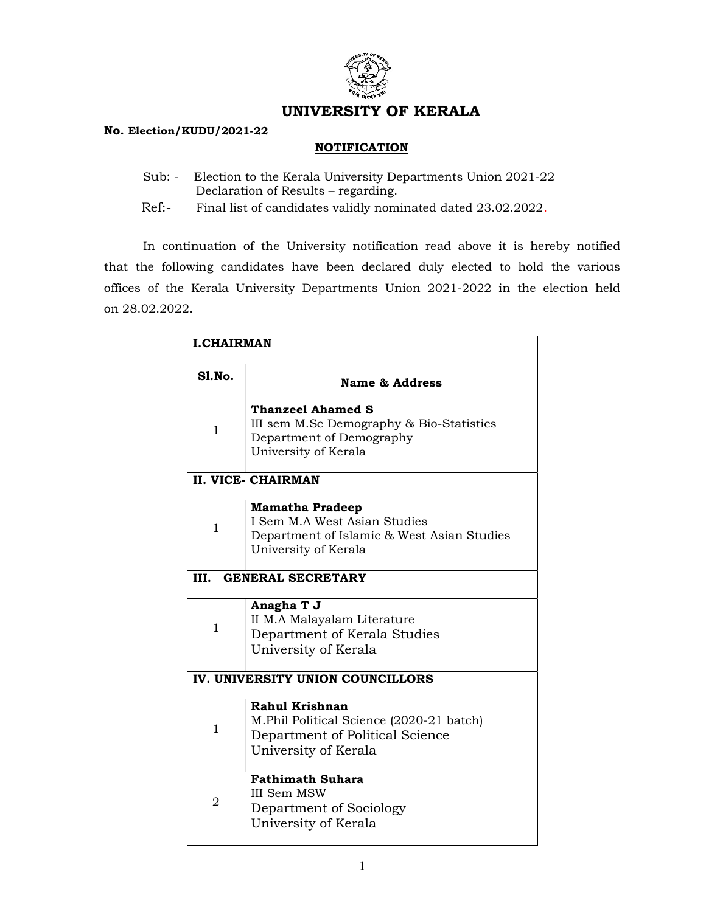# UNIVERSITY OF KERALA

**No. Election/KUDU/2021-22**

**NOTIFICATION**

Sub: - Election to the Kerala University Departments Union 2021-22 Declaration of Results – regarding.

Ref:- Final list of candidates validly nominated dated 23.02.2022.

In continuation of the University notification read above it is hereby notified that the following candidates have been declared duly elected to hold the various offices of the Kerala University Departments Union 2021-2022 in the election held on 28.02.2022.

| **I.CHAIRMAN** | |
|---|---|
| **Sl.No.** | **Name & Address** |
| 1 | **Thanzeel Ahamed S**<br>III sem M.Sc Demography & Bio-Statistics<br>Department of Demography<br>University of Kerala |
| **II. VICE- CHAIRMAN** | |
| 1 | **Mamatha Pradeep**<br>I Sem M.A West Asian Studies<br>Department of Islamic & West Asian Studies<br>University of Kerala |
| **III. GENERAL SECRETARY** | |
| 1 | **Anagha T J**<br>II M.A Malayalam Literature<br>Department of Kerala Studies<br>University of Kerala |
| **IV. UNIVERSITY UNION COUNCILLORS** | |
| 1 | **Rahul Krishnan**<br>M.Phil Political Science (2020-21 batch)<br>Department of Political Science<br>University of Kerala |
| 2 | **Fathimath Suhara**<br>III Sem MSW<br>Department of Sociology<br>University of Kerala |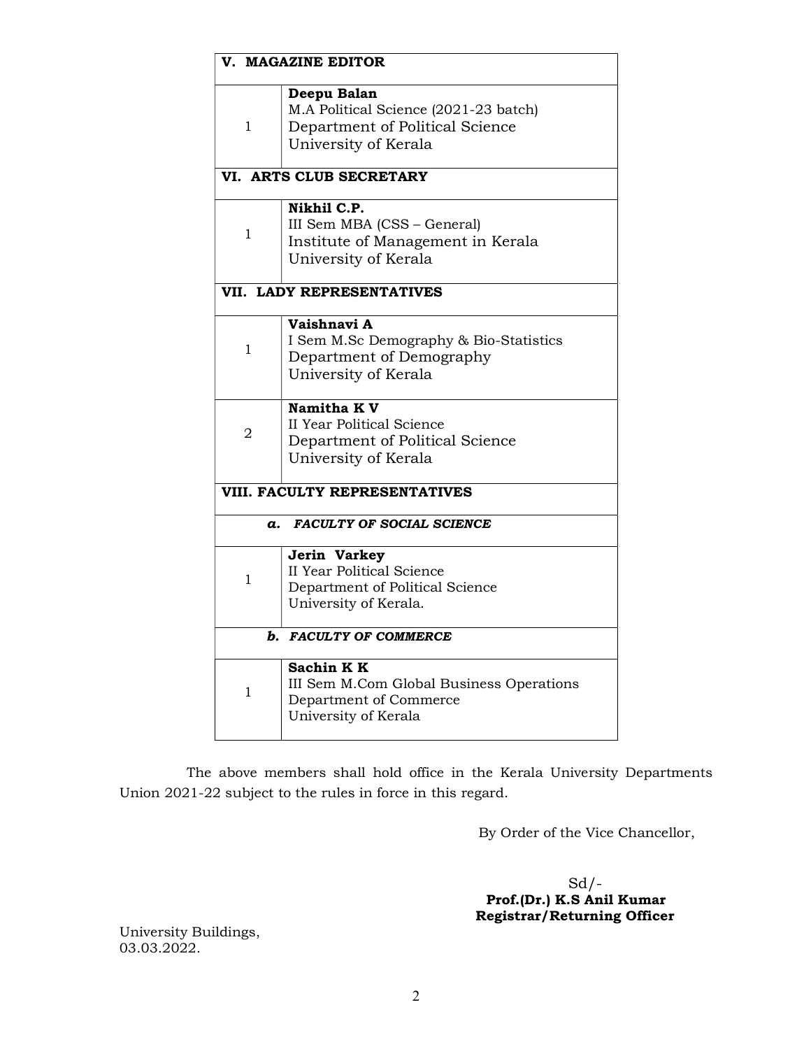| | |
|---|---|
| **V. MAGAZINE EDITOR** | |
| 1 | **Deepu Balan**<br>M.A Political Science (2021-23 batch)<br>Department of Political Science<br>University of Kerala |
| **VI. ARTS CLUB SECRETARY** | |
| 1 | **Nikhil C.P.**<br>III Sem MBA (CSS – General)<br>Institute of Management in Kerala<br>University of Kerala |
| **VII. LADY REPRESENTATIVES** | |
| 1 | **Vaishnavi A**<br>I Sem M.Sc Demography & Bio-Statistics<br>Department of Demography<br>University of Kerala |
| 2 | **Namitha K V**<br>II Year Political Science<br>Department of Political Science<br>University of Kerala |
| **VIII. FACULTY REPRESENTATIVES** | |
| ***a. FACULTY OF SOCIAL SCIENCE*** | |
| 1 | **Jerin Varkey**<br>II Year Political Science<br>Department of Political Science<br>University of Kerala. |
| ***b. FACULTY OF COMMERCE*** | |
| 1 | **Sachin K K**<br>III Sem M.Com Global Business Operations<br>Department of Commerce<br>University of Kerala |

The above members shall hold office in the Kerala University Departments Union 2021-22 subject to the rules in force in this regard.

By Order of the Vice Chancellor,

Sd/-
**Prof.(Dr.) K.S Anil Kumar**
**Registrar/Returning Officer**

University Buildings,
03.03.2022.